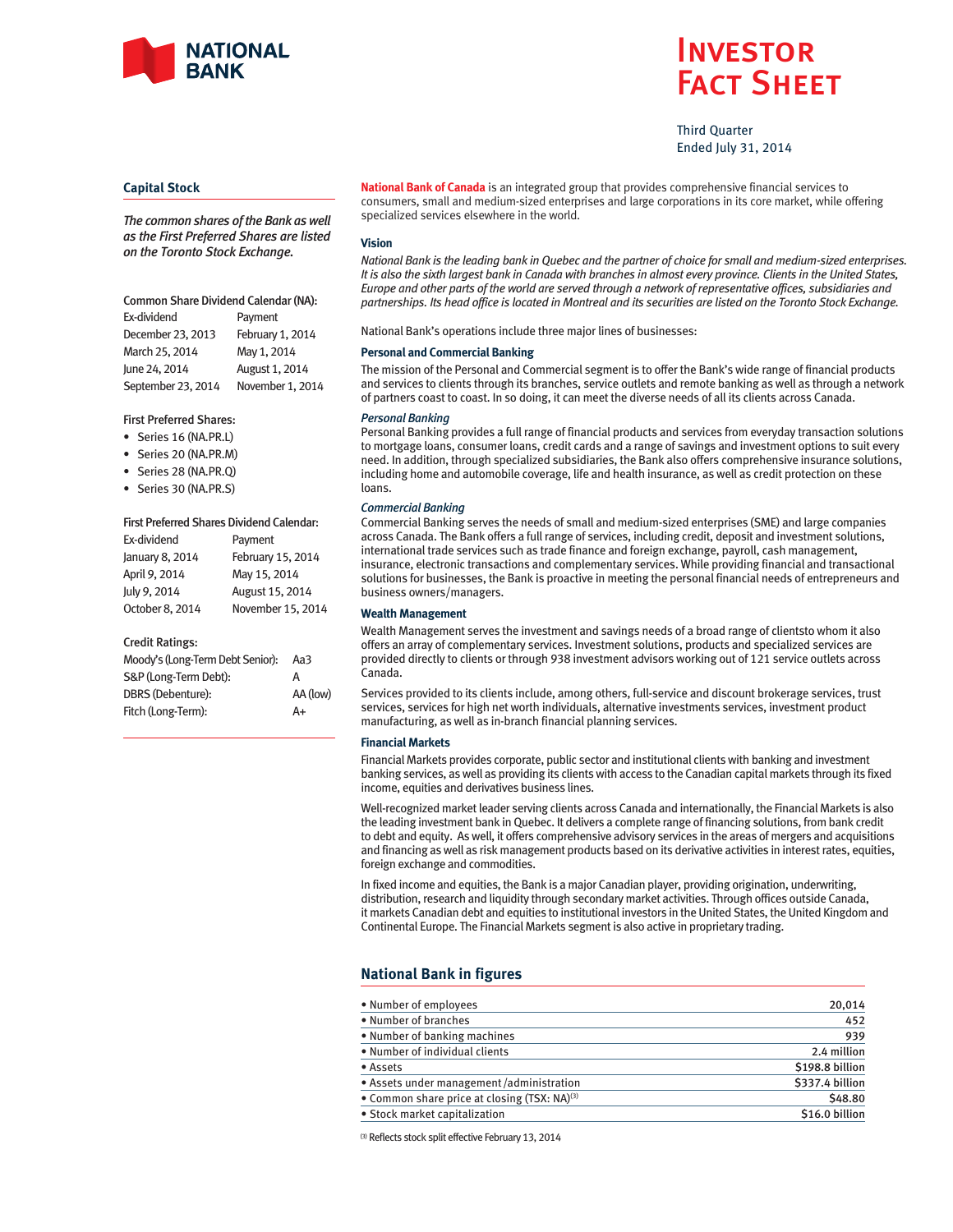NATIONAL BANK

# Investor Fact Sheet

Third Quarter
Ended July 31, 2014

## Capital Stock

*The common shares of the Bank as well as the First Preferred Shares are listed on the Toronto Stock Exchange.*

**Common Share Dividend Calendar (NA):**

| Ex-dividend | Payment |
|---|---|
| December 23, 2013 | February 1, 2014 |
| March 25, 2014 | May 1, 2014 |
| June 24, 2014 | August 1, 2014 |
| September 23, 2014 | November 1, 2014 |

**First Preferred Shares:**

- Series 16 (NA.PR.L)
- Series 20 (NA.PR.M)
- Series 28 (NA.PR.Q)
- Series 30 (NA.PR.S)

**First Preferred Shares Dividend Calendar:**

| Ex-dividend | Payment |
|---|---|
| January 8, 2014 | February 15, 2014 |
| April 9, 2014 | May 15, 2014 |
| July 9, 2014 | August 15, 2014 |
| October 8, 2014 | November 15, 2014 |

**Credit Ratings:**

| | |
|---|---|
| Moody's (Long-Term Debt Senior): | Aa3 |
| S&P (Long-Term Debt): | A |
| DBRS (Debenture): | AA (low) |
| Fitch (Long-Term): | A+ |

**National Bank of Canada** is an integrated group that provides comprehensive financial services to consumers, small and medium-sized enterprises and large corporations in its core market, while offering specialized services elsewhere in the world.

### Vision

*National Bank is the leading bank in Quebec and the partner of choice for small and medium-sized enterprises. It is also the sixth largest bank in Canada with branches in almost every province. Clients in the United States, Europe and other parts of the world are served through a network of representative offices, subsidiaries and partnerships. Its head office is located in Montreal and its securities are listed on the Toronto Stock Exchange.*

National Bank's operations include three major lines of businesses:

### Personal and Commercial Banking

The mission of the Personal and Commercial segment is to offer the Bank's wide range of financial products and services to clients through its branches, service outlets and remote banking as well as through a network of partners coast to coast. In so doing, it can meet the diverse needs of all its clients across Canada.

*Personal Banking*

Personal Banking provides a full range of financial products and services from everyday transaction solutions to mortgage loans, consumer loans, credit cards and a range of savings and investment options to suit every need. In addition, through specialized subsidiaries, the Bank also offers comprehensive insurance solutions, including home and automobile coverage, life and health insurance, as well as credit protection on these loans.

*Commercial Banking*

Commercial Banking serves the needs of small and medium-sized enterprises (SME) and large companies across Canada. The Bank offers a full range of services, including credit, deposit and investment solutions, international trade services such as trade finance and foreign exchange, payroll, cash management, insurance, electronic transactions and complementary services. While providing financial and transactional solutions for businesses, the Bank is proactive in meeting the personal financial needs of entrepreneurs and business owners/managers.

### Wealth Management

Wealth Management serves the investment and savings needs of a broad range of clientsto whom it also offers an array of complementary services. Investment solutions, products and specialized services are provided directly to clients or through 938 investment advisors working out of 121 service outlets across Canada.

Services provided to its clients include, among others, full-service and discount brokerage services, trust services, services for high net worth individuals, alternative investments services, investment product manufacturing, as well as in-branch financial planning services.

### Financial Markets

Financial Markets provides corporate, public sector and institutional clients with banking and investment banking services, as well as providing its clients with access to the Canadian capital markets through its fixed income, equities and derivatives business lines.

Well-recognized market leader serving clients across Canada and internationally, the Financial Markets is also the leading investment bank in Quebec. It delivers a complete range of financing solutions, from bank credit to debt and equity. As well, it offers comprehensive advisory services in the areas of mergers and acquisitions and financing as well as risk management products based on its derivative activities in interest rates, equities, foreign exchange and commodities.

In fixed income and equities, the Bank is a major Canadian player, providing origination, underwriting, distribution, research and liquidity through secondary market activities. Through offices outside Canada, it markets Canadian debt and equities to institutional investors in the United States, the United Kingdom and Continental Europe. The Financial Markets segment is also active in proprietary trading.

## National Bank in figures

| | |
|---|---|
| • Number of employees | 20,014 |
| • Number of branches | 452 |
| • Number of banking machines | 939 |
| • Number of individual clients | 2.4 million |
| • Assets | $198.8 billion |
| • Assets under management /administration | $337.4 billion |
| • Common share price at closing (TSX: NA)[3] | $48.80 |
| • Stock market capitalization | $16.0 billion |

[3] Reflects stock split effective February 13, 2014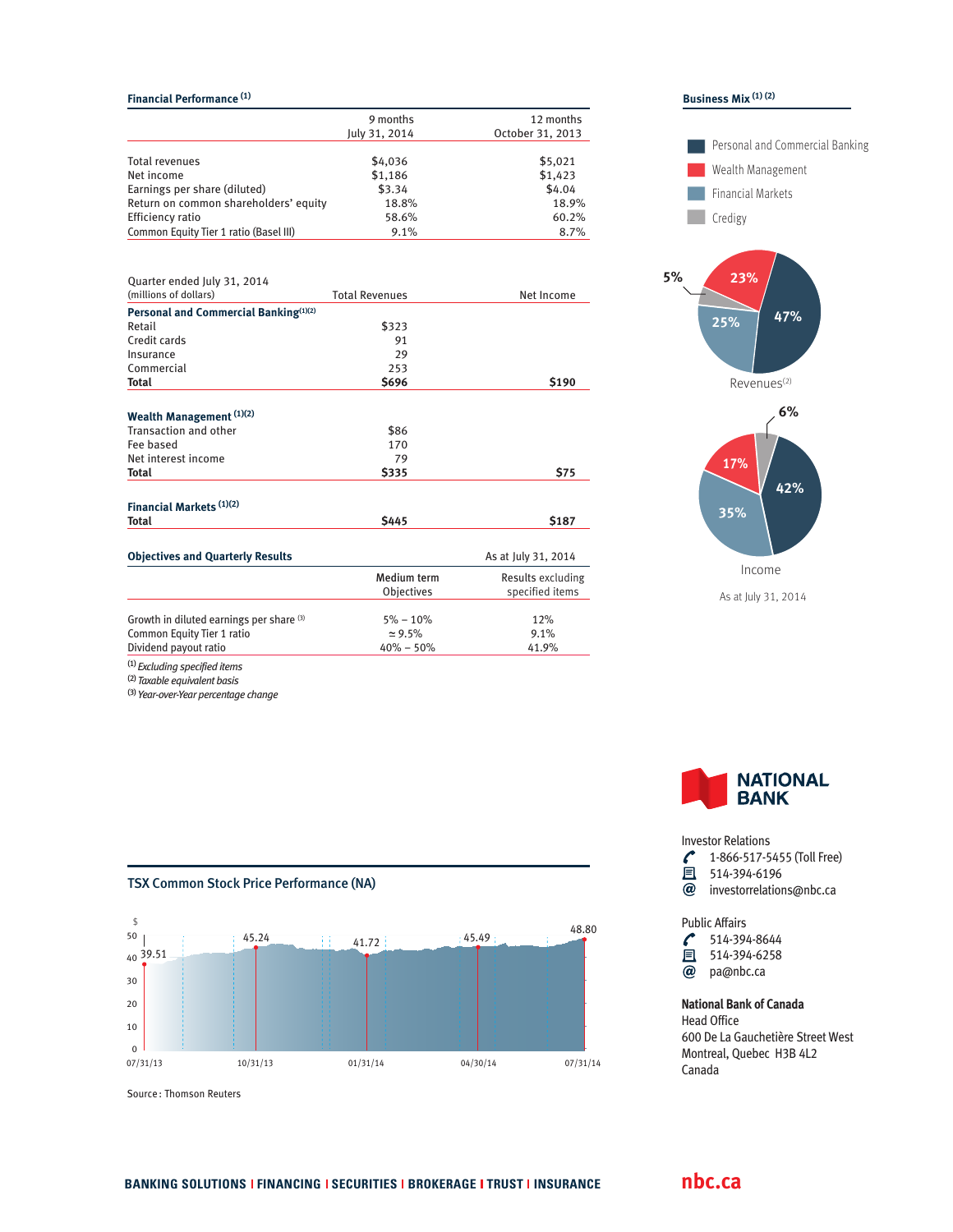## Financial Performance [1]

| | 9 months July 31, 2014 | 12 months October 31, 2013 |
|---|---|---|
| Total revenues | $4,036 | $5,021 |
| Net income | $1,186 | $1,423 |
| Earnings per share (diluted) | $3.34 | $4.04 |
| Return on common shareholders' equity | 18.8% | 18.9% |
| Efficiency ratio | 58.6% | 60.2% |
| Common Equity Tier 1 ratio (Basel III) | 9.1% | 8.7% |

| Quarter ended July 31, 2014 (millions of dollars) | Total Revenues | Net Income |
|---|---|---|
| **Personal and Commercial Banking[1][2]** | | |
| Retail | $323 | |
| Credit cards | 91 | |
| Insurance | 29 | |
| Commercial | 253 | |
| **Total** | **$696** | **$190** |
| **Wealth Management [1][2]** | | |
| Transaction and other | $86 | |
| Fee based | 170 | |
| Net interest income | 79 | |
| **Total** | **$335** | **$75** |
| **Financial Markets [1][2]** | | |
| **Total** | **$445** | **$187** |

## Objectives and Quarterly Results

As at July 31, 2014

| | Medium term Objectives | Results excluding specified items |
|---|---|---|
| Growth in diluted earnings per share [3] | 5% – 10% | 12% |
| Common Equity Tier 1 ratio | ≃ 9.5% | 9.1% |
| Dividend payout ratio | 40% – 50% | 41.9% |

[1] *Excluding specified items*
[2] *Taxable equivalent basis*
[3] *Year-over-Year percentage change*

## Business Mix [1] [2]

Personal and Commercial Banking
Wealth Management
Financial Markets
Credigy

5%
23%
47%
25%
Revenues[2]

6%
17%
42%
35%
Income

As at July 31, 2014

## TSX Common Stock Price Performance (NA)

$
50
40
30
20
10
0
39.51
45.24
41.72
45.49
48.80
07/31/13
10/31/13
01/31/14
04/30/14
07/31/14

Source: Thomson Reuters

**NATIONAL BANK**

Investor Relations
1-866-517-5455 (Toll Free)
514-394-6196
investorrelations@nbc.ca

Public Affairs
514-394-8644
514-394-6258
pa@nbc.ca

**National Bank of Canada**
Head Office
600 De La Gauchetière Street West
Montreal, Quebec H3B 4L2
Canada

**BANKING SOLUTIONS I FINANCING I SECURITIES I BROKERAGE I TRUST I INSURANCE**

**nbc.ca**